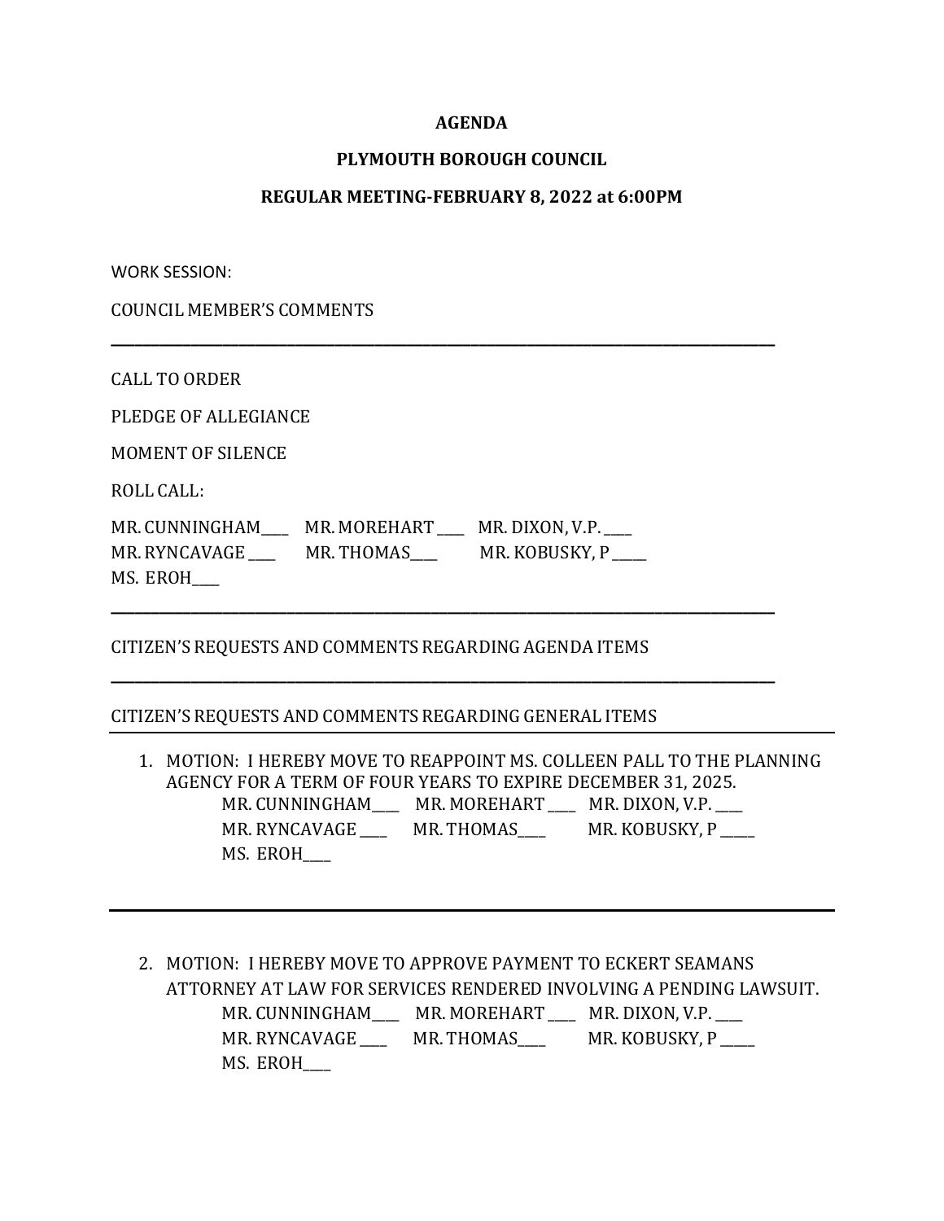**AGENDA**

**PLYMOUTH BOROUGH COUNCIL**

**REGULAR MEETING-FEBRUARY 8, 2022 at 6:00PM**

WORK SESSION:

COUNCIL MEMBER'S COMMENTS

---

CALL TO ORDER

PLEDGE OF ALLEGIANCE

MOMENT OF SILENCE

ROLL CALL:

MR. CUNNINGHAM____ MR. MOREHART ____ MR. DIXON, V.P. ____
MR. RYNCAVAGE ____ MR. THOMAS____ MR. KOBUSKY, P _____
MS. EROH____

---

CITIZEN'S REQUESTS AND COMMENTS REGARDING AGENDA ITEMS

---

CITIZEN'S REQUESTS AND COMMENTS REGARDING GENERAL ITEMS

---

1. MOTION: I HEREBY MOVE TO REAPPOINT MS. COLLEEN PALL TO THE PLANNING AGENCY FOR A TERM OF FOUR YEARS TO EXPIRE DECEMBER 31, 2025.

   MR. CUNNINGHAM____ MR. MOREHART ____ MR. DIXON, V.P. ____
   MR. RYNCAVAGE ____ MR. THOMAS____ MR. KOBUSKY, P _____
   MS. EROH____

---

2. MOTION: I HEREBY MOVE TO APPROVE PAYMENT TO ECKERT SEAMANS ATTORNEY AT LAW FOR SERVICES RENDERED INVOLVING A PENDING LAWSUIT.

   MR. CUNNINGHAM____ MR. MOREHART ____ MR. DIXON, V.P. ____
   MR. RYNCAVAGE ____ MR. THOMAS____ MR. KOBUSKY, P _____
   MS. EROH____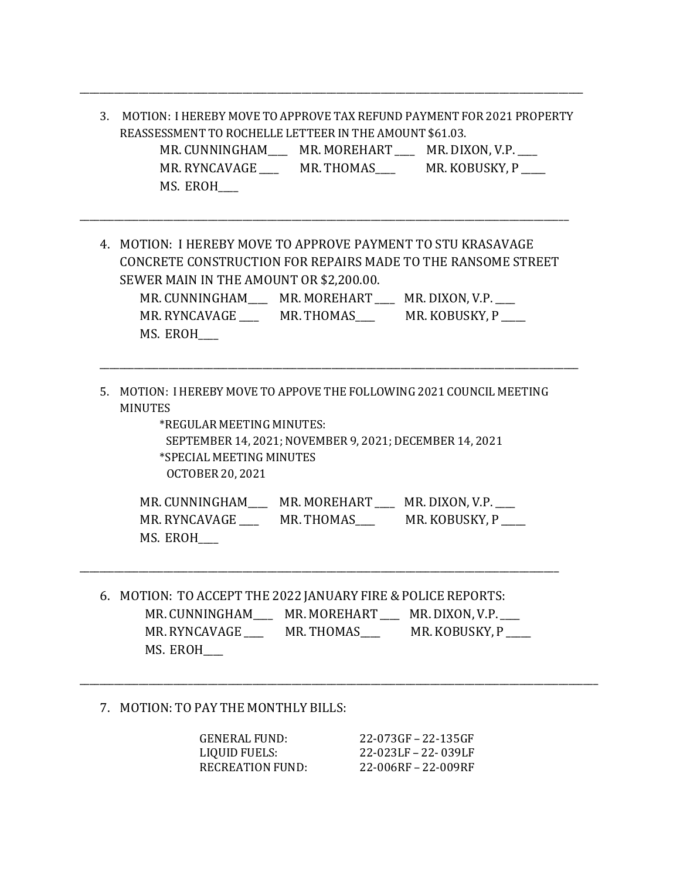---

3. MOTION: I HEREBY MOVE TO APPROVE TAX REFUND PAYMENT FOR 2021 PROPERTY REASSESSMENT TO ROCHELLE LETTEER IN THE AMOUNT $61.03.

   MR. CUNNINGHAM____ MR. MOREHART ____ MR. DIXON, V.P. ____
   MR. RYNCAVAGE ____ MR. THOMAS____ MR. KOBUSKY, P ____
   MS. EROH____

---

4. MOTION: I HEREBY MOVE TO APPROVE PAYMENT TO STU KRASAVAGE CONCRETE CONSTRUCTION FOR REPAIRS MADE TO THE RANSOME STREET SEWER MAIN IN THE AMOUNT OR $2,200.00.

   MR. CUNNINGHAM____ MR. MOREHART ____ MR. DIXON, V.P. ____
   MR. RYNCAVAGE ____ MR. THOMAS____ MR. KOBUSKY, P ____
   MS. EROH____

---

5. MOTION: I HEREBY MOVE TO APPOVE THE FOLLOWING 2021 COUNCIL MEETING MINUTES

   *REGULAR MEETING MINUTES:
   SEPTEMBER 14, 2021; NOVEMBER 9, 2021; DECEMBER 14, 2021
   *SPECIAL MEETING MINUTES
   OCTOBER 20, 2021

   MR. CUNNINGHAM____ MR. MOREHART ____ MR. DIXON, V.P. ____
   MR. RYNCAVAGE ____ MR. THOMAS____ MR. KOBUSKY, P ____
   MS. EROH____

---

6. MOTION: TO ACCEPT THE 2022 JANUARY FIRE & POLICE REPORTS:

   MR. CUNNINGHAM____ MR. MOREHART ____ MR. DIXON, V.P. ____
   MR. RYNCAVAGE ____ MR. THOMAS____ MR. KOBUSKY, P ____
   MS. EROH____

---

7. MOTION: TO PAY THE MONTHLY BILLS:

| | |
|---|---|
| GENERAL FUND: | 22-073GF – 22-135GF |
| LIQUID FUELS: | 22-023LF – 22- 039LF |
| RECREATION FUND: | 22-006RF – 22-009RF |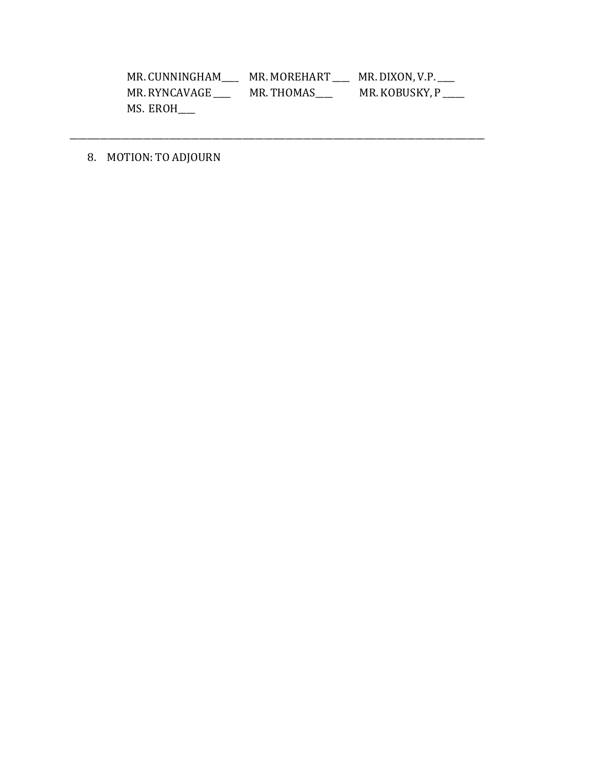MR. CUNNINGHAM____ MR. MOREHART ___ MR. DIXON, V.P. ____
MR. RYNCAVAGE ____ MR. THOMAS____ MR. KOBUSKY, P _____
MS. EROH____

---

8. MOTION: TO ADJOURN